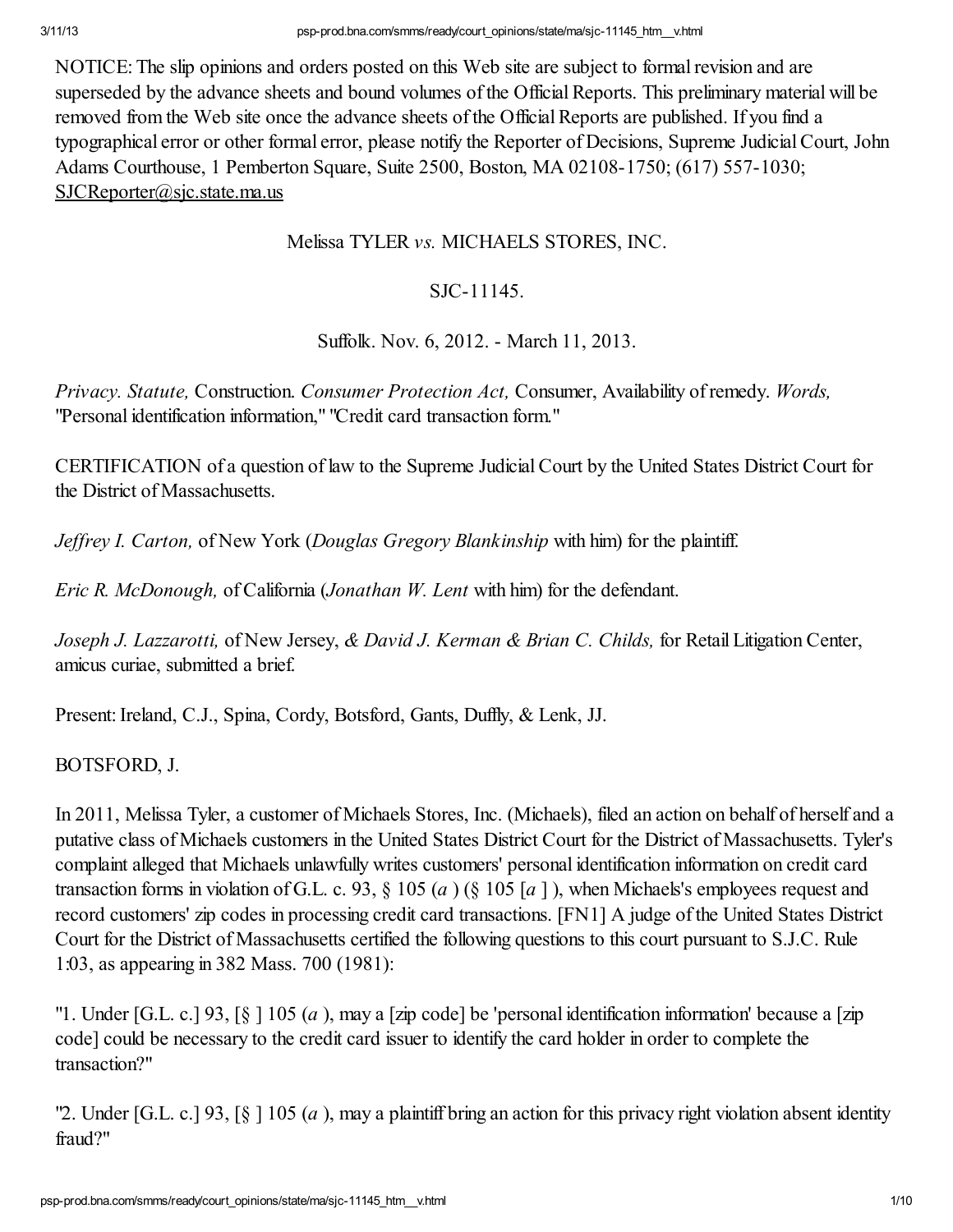NOTICE: The slip opinions and orders posted on this Web site are subject to formal revision and are superseded by the advance sheets and bound volumes of the Official Reports. This preliminary material will be removed from the Web site once the advance sheets of the Official Reports are published. If you find a typographical error or other formal error, please notify the Reporter of Decisions, Supreme Judicial Court, John Adams Courthouse, 1 Pemberton Square, Suite 2500, Boston, MA 02108-1750; (617) 557-1030; SJCReporter@sjc.state.ma.us

Melissa TYLER *vs.* MICHAELS STORES, INC.

SJC-11145.

Suffolk. Nov. 6, 2012. - March 11, 2013.

*Privacy. Statute,* Construction. *Consumer Protection Act,* Consumer, Availability of remedy. *Words,* "Personal identification information," "Credit card transaction form."

CERTIFICATION of a question of law to the Supreme Judicial Court by the United States District Court for the District of Massachusetts.

*Jeffrey I. Carton,* of New York (*Douglas Gregory Blankinship* with him) for the plaintiff.

*Eric R. McDonough,* of California (*Jonathan W. Lent* with him) for the defendant.

*Joseph J. Lazzarotti,* of New Jersey, *& David J. Kerman & Brian C. Childs,* for Retail Litigation Center, amicus curiae, submitted a brief.

Present: Ireland, C.J., Spina, Cordy, Botsford, Gants, Duffly, & Lenk, JJ.

BOTSFORD, J.

In 2011, Melissa Tyler, a customer of Michaels Stores, Inc. (Michaels), filed an action on behalf of herself and a putative class of Michaels customers in the United States District Court for the District of Massachusetts. Tyler's complaint alleged that Michaels unlawfully writes customers' personal identification information on credit card transaction forms in violation of G.L. c. 93, § 105 (*a* ) (§ 105 [*a* ] ), when Michaels's employees request and record customers' zip codes in processing credit card transactions. [FN1] A judge of the United States District Court for the District of Massachusetts certified the following questions to this court pursuant to S.J.C. Rule 1:03, as appearing in 382 Mass. 700 (1981):

"1. Under [G.L. c.] 93, [§ ] 105 (*a* ), may a [zip code] be 'personal identification information' because a [zip code] could be necessary to the credit card issuer to identify the card holder in order to complete the transaction?"

"2. Under [G.L. c.] 93, [§ ] 105 (*a* ), may a plaintiff bring an action for this privacy right violation absent identity fraud?"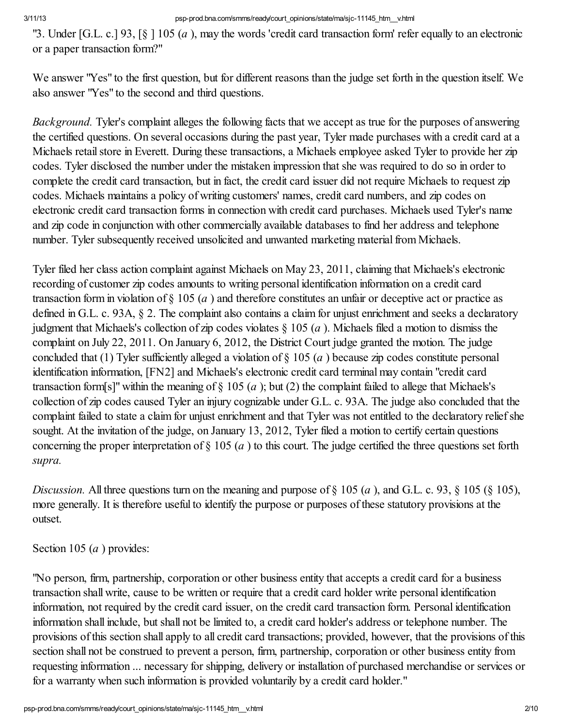"3. Under [G.L. c.] 93, [§ ] 105 (*a* ), may the words 'credit card transaction form' refer equally to an electronic or a paper transaction form?"

We answer "Yes" to the first question, but for different reasons than the judge set forth in the question itself. We also answer "Yes" to the second and third questions.

*Background.* Tyler's complaint alleges the following facts that we accept as true for the purposes of answering the certified questions. On several occasions during the past year, Tyler made purchases with a credit card at a Michaels retail store in Everett. During these transactions, a Michaels employee asked Tyler to provide her zip codes. Tyler disclosed the number under the mistaken impression that she was required to do so in order to complete the credit card transaction, but in fact, the credit card issuer did not require Michaels to request zip codes. Michaels maintains a policy of writing customers' names, credit card numbers, and zip codes on electronic credit card transaction forms in connection with credit card purchases. Michaels used Tyler's name and zip code in conjunction with other commercially available databases to find her address and telephone number. Tyler subsequently received unsolicited and unwanted marketing material from Michaels.

Tyler filed her class action complaint against Michaels on May 23, 2011, claiming that Michaels's electronic recording of customer zip codes amounts to writing personal identification information on a credit card transaction form in violation of § 105 (*a* ) and therefore constitutes an unfair or deceptive act or practice as defined in G.L. c. 93A, § 2. The complaint also contains a claim for unjust enrichment and seeks a declaratory judgment that Michaels's collection of zip codes violates § 105 (*a* ). Michaels filed a motion to dismiss the complaint on July 22, 2011. On January 6, 2012, the District Court judge granted the motion. The judge concluded that (1) Tyler sufficiently alleged a violation of § 105 (*a* ) because zip codes constitute personal identification information, [FN2] and Michaels's electronic credit card terminal may contain "credit card transaction form[s]" within the meaning of § 105 (*a* ); but (2) the complaint failed to allege that Michaels's collection of zip codes caused Tyler an injury cognizable under G.L. c. 93A. The judge also concluded that the complaint failed to state a claim for unjust enrichment and that Tyler was not entitled to the declaratory relief she sought. At the invitation of the judge, on January 13, 2012, Tyler filed a motion to certify certain questions concerning the proper interpretation of § 105 (*a* ) to this court. The judge certified the three questions set forth *supra.*

*Discussion.* All three questions turn on the meaning and purpose of § 105 (*a* ), and G.L. c. 93, § 105 (§ 105), more generally. It is therefore useful to identify the purpose or purposes of these statutory provisions at the outset.

Section 105 (*a* ) provides:

"No person, firm, partnership, corporation or other business entity that accepts a credit card for a business transaction shall write, cause to be written or require that a credit card holder write personal identification information, not required by the credit card issuer, on the credit card transaction form. Personal identification information shall include, but shall not be limited to, a credit card holder's address or telephone number. The provisions of this section shall apply to all credit card transactions; provided, however, that the provisions of this section shall not be construed to prevent a person, firm, partnership, corporation or other business entity from requesting information ... necessary for shipping, delivery or installation of purchased merchandise or services or for a warranty when such information is provided voluntarily by a credit card holder."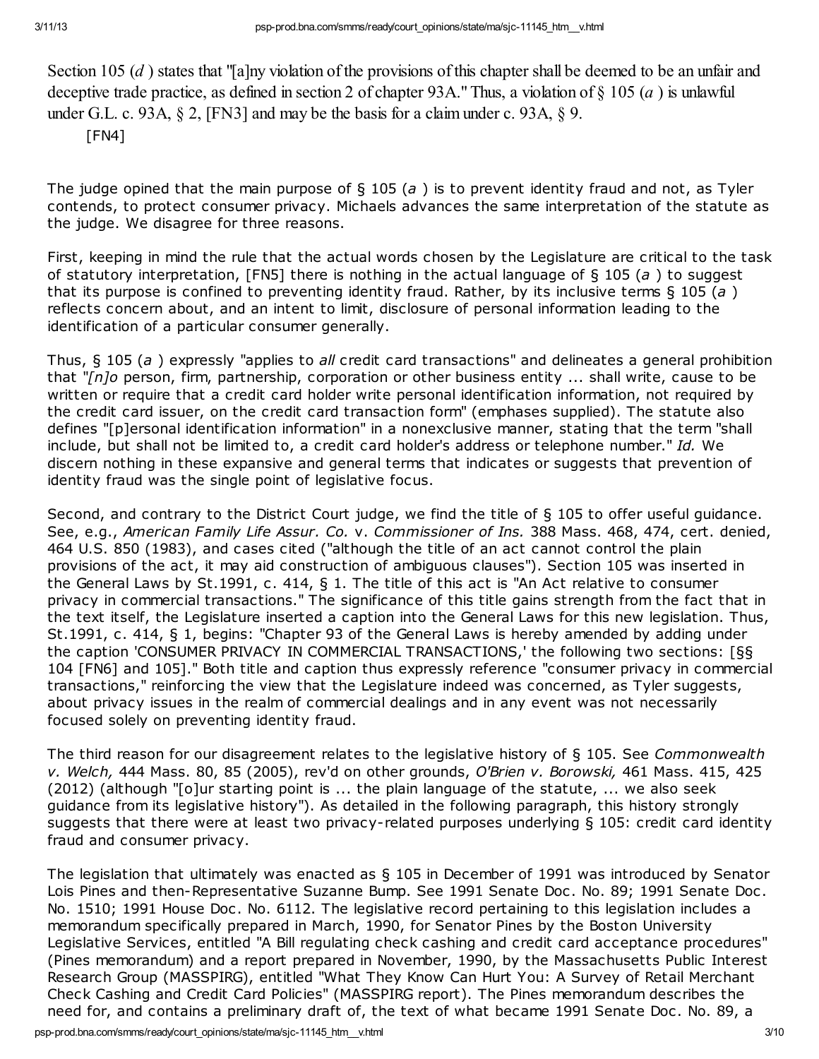Section 105 (*d* ) states that "[a]ny violation of the provisions of this chapter shall be deemed to be an unfair and deceptive trade practice, as defined in section 2 of chapter 93A." Thus, a violation of § 105 (*a* ) is unlawful under G.L. c. 93A, § 2, [FN3] and may be the basis for a claim under c. 93A, § 9.

[FN4]

The judge opined that the main purpose of § 105 (*a* ) is to prevent identity fraud and not, as Tyler contends, to protect consumer privacy. Michaels advances the same interpretation of the statute as the judge. We disagree for three reasons.

First, keeping in mind the rule that the actual words chosen by the Legislature are critical to the task of statutory interpretation, [FN5] there is nothing in the actual language of § 105 (*a* ) to suggest that its purpose is confined to preventing identity fraud. Rather, by its inclusive terms § 105 (*a* ) reflects concern about, and an intent to limit, disclosure of personal information leading to the identification of a particular consumer generally.

Thus, § 105 (*a* ) expressly "applies to *all* credit card transactions" and delineates a general prohibition that "*[n]o* person, firm, partnership, corporation or other business entity ... shall write, cause to be written or require that a credit card holder write personal identification information, not required by the credit card issuer, on the credit card transaction form" (emphases supplied). The statute also defines "[p]ersonal identification information" in a nonexclusive manner, stating that the term "shall include, but shall not be limited to, a credit card holder's address or telephone number." *Id.* We discern nothing in these expansive and general terms that indicates or suggests that prevention of identity fraud was the single point of legislative focus.

Second, and contrary to the District Court judge, we find the title of § 105 to offer useful guidance. See, e.g., *American Family Life Assur. Co.* v. *Commissioner of Ins.* 388 Mass. 468, 474, cert. denied, 464 U.S. 850 (1983), and cases cited ("although the title of an act cannot control the plain provisions of the act, it may aid construction of ambiguous clauses"). Section 105 was inserted in the General Laws by St.1991, c. 414, § 1. The title of this act is "An Act relative to consumer privacy in commercial transactions." The significance of this title gains strength from the fact that in the text itself, the Legislature inserted a caption into the General Laws for this new legislation. Thus, St.1991, c. 414, § 1, begins: "Chapter 93 of the General Laws is hereby amended by adding under the caption 'CONSUMER PRIVACY IN COMMERCIAL TRANSACTIONS,' the following two sections: [§§ 104 [FN6] and 105]." Both title and caption thus expressly reference "consumer privacy in commercial transactions," reinforcing the view that the Legislature indeed was concerned, as Tyler suggests, about privacy issues in the realm of commercial dealings and in any event was not necessarily focused solely on preventing identity fraud.

The third reason for our disagreement relates to the legislative history of § 105. See *Commonwealth v. Welch,* 444 Mass. 80, 85 (2005), rev'd on other grounds, *O'Brien v. Borowski,* 461 Mass. 415, 425 (2012) (although "[o]ur starting point is ... the plain language of the statute, ... we also seek guidance from its legislative history"). As detailed in the following paragraph, this history strongly suggests that there were at least two privacy-related purposes underlying § 105: credit card identity fraud and consumer privacy.

The legislation that ultimately was enacted as § 105 in December of 1991 was introduced by Senator Lois Pines and then-Representative Suzanne Bump. See 1991 Senate Doc. No. 89; 1991 Senate Doc. No. 1510; 1991 House Doc. No. 6112. The legislative record pertaining to this legislation includes a memorandum specifically prepared in March, 1990, for Senator Pines by the Boston University Legislative Services, entitled "A Bill regulating check cashing and credit card acceptance procedures" (Pines memorandum) and a report prepared in November, 1990, by the Massachusetts Public Interest Research Group (MASSPIRG), entitled "What They Know Can Hurt You: A Survey of Retail Merchant Check Cashing and Credit Card Policies" (MASSPIRG report). The Pines memorandum describes the need for, and contains a preliminary draft of, the text of what became 1991 Senate Doc. No. 89, a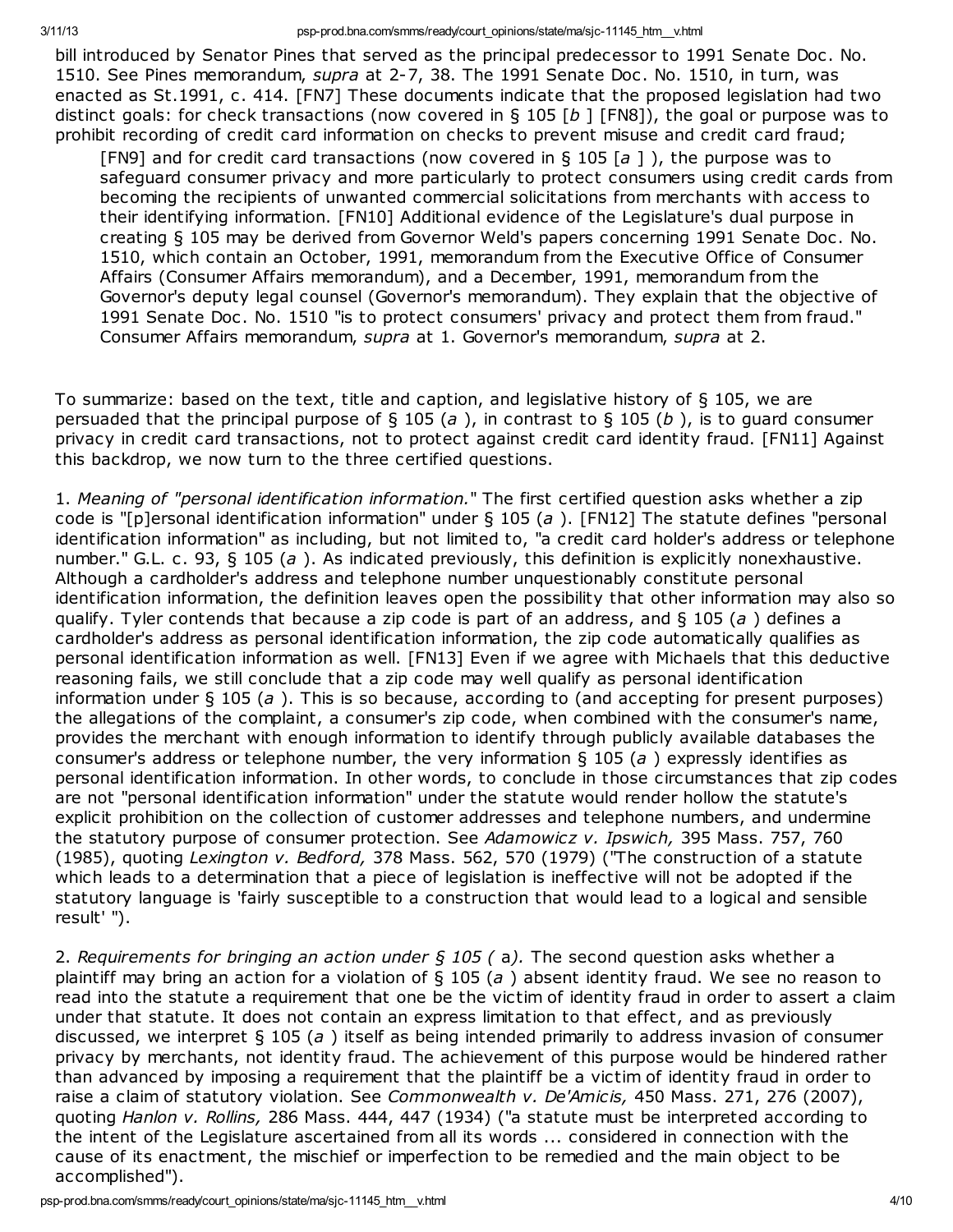bill introduced by Senator Pines that served as the principal predecessor to 1991 Senate Doc. No. 1510. See Pines memorandum, *supra* at 2-7, 38. The 1991 Senate Doc. No. 1510, in turn, was enacted as St.1991, c. 414. [FN7] These documents indicate that the proposed legislation had two distinct goals: for check transactions (now covered in § 105 [*b* ] [FN8]), the goal or purpose was to prohibit recording of credit card information on checks to prevent misuse and credit card fraud;

> [FN9] and for credit card transactions (now covered in § 105 [*a* ] ), the purpose was to safeguard consumer privacy and more particularly to protect consumers using credit cards from becoming the recipients of unwanted commercial solicitations from merchants with access to their identifying information. [FN10] Additional evidence of the Legislature's dual purpose in creating § 105 may be derived from Governor Weld's papers concerning 1991 Senate Doc. No. 1510, which contain an October, 1991, memorandum from the Executive Office of Consumer Affairs (Consumer Affairs memorandum), and a December, 1991, memorandum from the Governor's deputy legal counsel (Governor's memorandum). They explain that the objective of 1991 Senate Doc. No. 1510 "is to protect consumers' privacy and protect them from fraud." Consumer Affairs memorandum, *supra* at 1. Governor's memorandum, *supra* at 2.

To summarize: based on the text, title and caption, and legislative history of § 105, we are persuaded that the principal purpose of § 105 (*a* ), in contrast to § 105 (*b* ), is to guard consumer privacy in credit card transactions, not to protect against credit card identity fraud. [FN11] Against this backdrop, we now turn to the three certified questions.

1. *Meaning of "personal identification information."* The first certified question asks whether a zip code is "[p]ersonal identification information" under § 105 (*a* ). [FN12] The statute defines "personal identification information" as including, but not limited to, "a credit card holder's address or telephone number." G.L. c. 93, § 105 (*a* ). As indicated previously, this definition is explicitly nonexhaustive. Although a cardholder's address and telephone number unquestionably constitute personal identification information, the definition leaves open the possibility that other information may also so qualify. Tyler contends that because a zip code is part of an address, and § 105 (*a* ) defines a cardholder's address as personal identification information, the zip code automatically qualifies as personal identification information as well. [FN13] Even if we agree with Michaels that this deductive reasoning fails, we still conclude that a zip code may well qualify as personal identification information under § 105 (*a* ). This is so because, according to (and accepting for present purposes) the allegations of the complaint, a consumer's zip code, when combined with the consumer's name, provides the merchant with enough information to identify through publicly available databases the consumer's address or telephone number, the very information § 105 (*a* ) expressly identifies as personal identification information. In other words, to conclude in those circumstances that zip codes are not "personal identification information" under the statute would render hollow the statute's explicit prohibition on the collection of customer addresses and telephone numbers, and undermine the statutory purpose of consumer protection. See *Adamowicz v. Ipswich,* 395 Mass. 757, 760 (1985), quoting *Lexington v. Bedford,* 378 Mass. 562, 570 (1979) ("The construction of a statute which leads to a determination that a piece of legislation is ineffective will not be adopted if the statutory language is 'fairly susceptible to a construction that would lead to a logical and sensible result' ").

2. *Requirements for bringing an action under § 105 (* a*).* The second question asks whether a plaintiff may bring an action for a violation of § 105 (*a* ) absent identity fraud. We see no reason to read into the statute a requirement that one be the victim of identity fraud in order to assert a claim under that statute. It does not contain an express limitation to that effect, and as previously discussed, we interpret § 105 (*a* ) itself as being intended primarily to address invasion of consumer privacy by merchants, not identity fraud. The achievement of this purpose would be hindered rather than advanced by imposing a requirement that the plaintiff be a victim of identity fraud in order to raise a claim of statutory violation. See *Commonwealth v. De'Amicis,* 450 Mass. 271, 276 (2007), quoting *Hanlon v. Rollins,* 286 Mass. 444, 447 (1934) ("a statute must be interpreted according to the intent of the Legislature ascertained from all its words ... considered in connection with the cause of its enactment, the mischief or imperfection to be remedied and the main object to be accomplished").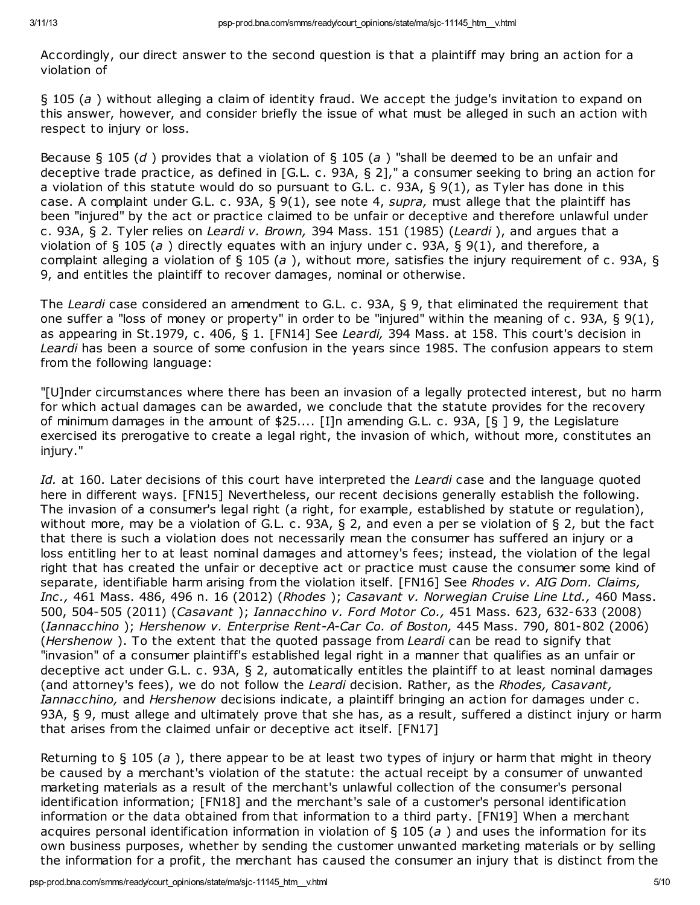Accordingly, our direct answer to the second question is that a plaintiff may bring an action for a violation of

§ 105 (*a* ) without alleging a claim of identity fraud. We accept the judge's invitation to expand on this answer, however, and consider briefly the issue of what must be alleged in such an action with respect to injury or loss.

Because § 105 (*d* ) provides that a violation of § 105 (*a* ) "shall be deemed to be an unfair and deceptive trade practice, as defined in [G.L. c. 93A, § 2]," a consumer seeking to bring an action for a violation of this statute would do so pursuant to G.L. c. 93A, § 9(1), as Tyler has done in this case. A complaint under G.L. c. 93A, § 9(1), see note 4, *supra,* must allege that the plaintiff has been "injured" by the act or practice claimed to be unfair or deceptive and therefore unlawful under c. 93A, § 2. Tyler relies on *Leardi v. Brown,* 394 Mass. 151 (1985) (*Leardi* ), and argues that a violation of § 105 (*a* ) directly equates with an injury under c. 93A, § 9(1), and therefore, a complaint alleging a violation of § 105 (*a* ), without more, satisfies the injury requirement of c. 93A, § 9, and entitles the plaintiff to recover damages, nominal or otherwise.

The *Leardi* case considered an amendment to G.L. c. 93A, § 9, that eliminated the requirement that one suffer a "loss of money or property" in order to be "injured" within the meaning of c. 93A, § 9(1), as appearing in St.1979, c. 406, § 1. [FN14] See *Leardi,* 394 Mass. at 158. This court's decision in *Leardi* has been a source of some confusion in the years since 1985. The confusion appears to stem from the following language:

"[U]nder circumstances where there has been an invasion of a legally protected interest, but no harm for which actual damages can be awarded, we conclude that the statute provides for the recovery of minimum damages in the amount of $25.... [I]n amending G.L. c. 93A, [§ ] 9, the Legislature exercised its prerogative to create a legal right, the invasion of which, without more, constitutes an injury."

*Id.* at 160. Later decisions of this court have interpreted the *Leardi* case and the language quoted here in different ways. [FN15] Nevertheless, our recent decisions generally establish the following. The invasion of a consumer's legal right (a right, for example, established by statute or regulation), without more, may be a violation of G.L. c. 93A, § 2, and even a per se violation of § 2, but the fact that there is such a violation does not necessarily mean the consumer has suffered an injury or a loss entitling her to at least nominal damages and attorney's fees; instead, the violation of the legal right that has created the unfair or deceptive act or practice must cause the consumer some kind of separate, identifiable harm arising from the violation itself. [FN16] See *Rhodes v. AIG Dom. Claims, Inc.,* 461 Mass. 486, 496 n. 16 (2012) (*Rhodes* ); *Casavant v. Norwegian Cruise Line Ltd.,* 460 Mass. 500, 504-505 (2011) (*Casavant* ); *Iannacchino v. Ford Motor Co.,* 451 Mass. 623, 632-633 (2008) (*Iannacchino* ); *Hershenow v. Enterprise Rent-A-Car Co. of Boston,* 445 Mass. 790, 801-802 (2006) (*Hershenow* ). To the extent that the quoted passage from *Leardi* can be read to signify that "invasion" of a consumer plaintiff's established legal right in a manner that qualifies as an unfair or deceptive act under G.L. c. 93A, § 2, automatically entitles the plaintiff to at least nominal damages (and attorney's fees), we do not follow the *Leardi* decision. Rather, as the *Rhodes, Casavant, Iannacchino,* and *Hershenow* decisions indicate, a plaintiff bringing an action for damages under c. 93A, § 9, must allege and ultimately prove that she has, as a result, suffered a distinct injury or harm that arises from the claimed unfair or deceptive act itself. [FN17]

Returning to § 105 (*a* ), there appear to be at least two types of injury or harm that might in theory be caused by a merchant's violation of the statute: the actual receipt by a consumer of unwanted marketing materials as a result of the merchant's unlawful collection of the consumer's personal identification information; [FN18] and the merchant's sale of a customer's personal identification information or the data obtained from that information to a third party. [FN19] When a merchant acquires personal identification information in violation of § 105 (*a* ) and uses the information for its own business purposes, whether by sending the customer unwanted marketing materials or by selling the information for a profit, the merchant has caused the consumer an injury that is distinct from the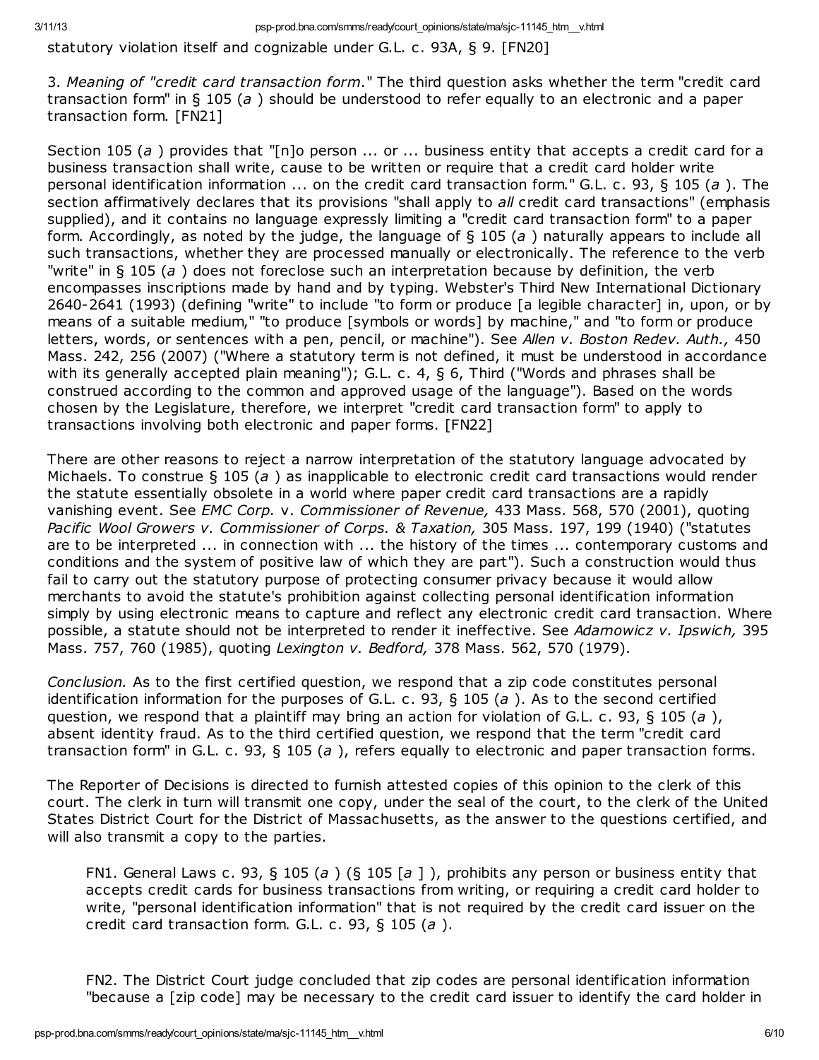statutory violation itself and cognizable under G.L. c. 93A, § 9. [FN20]

3. *Meaning of "credit card transaction form."* The third question asks whether the term "credit card transaction form" in § 105 (*a* ) should be understood to refer equally to an electronic and a paper transaction form. [FN21]

Section 105 (*a* ) provides that "[n]o person ... or ... business entity that accepts a credit card for a business transaction shall write, cause to be written or require that a credit card holder write personal identification information ... on the credit card transaction form." G.L. c. 93, § 105 (*a* ). The section affirmatively declares that its provisions "shall apply to *all* credit card transactions" (emphasis supplied), and it contains no language expressly limiting a "credit card transaction form" to a paper form. Accordingly, as noted by the judge, the language of § 105 (*a* ) naturally appears to include all such transactions, whether they are processed manually or electronically. The reference to the verb "write" in § 105 (*a* ) does not foreclose such an interpretation because by definition, the verb encompasses inscriptions made by hand and by typing. Webster's Third New International Dictionary 2640-2641 (1993) (defining "write" to include "to form or produce [a legible character] in, upon, or by means of a suitable medium," "to produce [symbols or words] by machine," and "to form or produce letters, words, or sentences with a pen, pencil, or machine"). See *Allen v. Boston Redev. Auth.,* 450 Mass. 242, 256 (2007) ("Where a statutory term is not defined, it must be understood in accordance with its generally accepted plain meaning"); G.L. c. 4, § 6, Third ("Words and phrases shall be construed according to the common and approved usage of the language"). Based on the words chosen by the Legislature, therefore, we interpret "credit card transaction form" to apply to transactions involving both electronic and paper forms. [FN22]

There are other reasons to reject a narrow interpretation of the statutory language advocated by Michaels. To construe § 105 (*a* ) as inapplicable to electronic credit card transactions would render the statute essentially obsolete in a world where paper credit card transactions are a rapidly vanishing event. See *EMC Corp.* v. *Commissioner of Revenue,* 433 Mass. 568, 570 (2001), quoting *Pacific Wool Growers v. Commissioner of Corps. & Taxation,* 305 Mass. 197, 199 (1940) ("statutes are to be interpreted ... in connection with ... the history of the times ... contemporary customs and conditions and the system of positive law of which they are part"). Such a construction would thus fail to carry out the statutory purpose of protecting consumer privacy because it would allow merchants to avoid the statute's prohibition against collecting personal identification information simply by using electronic means to capture and reflect any electronic credit card transaction. Where possible, a statute should not be interpreted to render it ineffective. See *Adamowicz v. Ipswich,* 395 Mass. 757, 760 (1985), quoting *Lexington v. Bedford,* 378 Mass. 562, 570 (1979).

*Conclusion.* As to the first certified question, we respond that a zip code constitutes personal identification information for the purposes of G.L. c. 93, § 105 (*a* ). As to the second certified question, we respond that a plaintiff may bring an action for violation of G.L. c. 93, § 105 (*a* ), absent identity fraud. As to the third certified question, we respond that the term "credit card transaction form" in G.L. c. 93, § 105 (*a* ), refers equally to electronic and paper transaction forms.

The Reporter of Decisions is directed to furnish attested copies of this opinion to the clerk of this court. The clerk in turn will transmit one copy, under the seal of the court, to the clerk of the United States District Court for the District of Massachusetts, as the answer to the questions certified, and will also transmit a copy to the parties.

> FN1. General Laws c. 93, § 105 (*a* ) (§ 105 [*a* ] ), prohibits any person or business entity that accepts credit cards for business transactions from writing, or requiring a credit card holder to write, "personal identification information" that is not required by the credit card issuer on the credit card transaction form. G.L. c. 93, § 105 (*a* ).

> FN2. The District Court judge concluded that zip codes are personal identification information "because a [zip code] may be necessary to the credit card issuer to identify the card holder in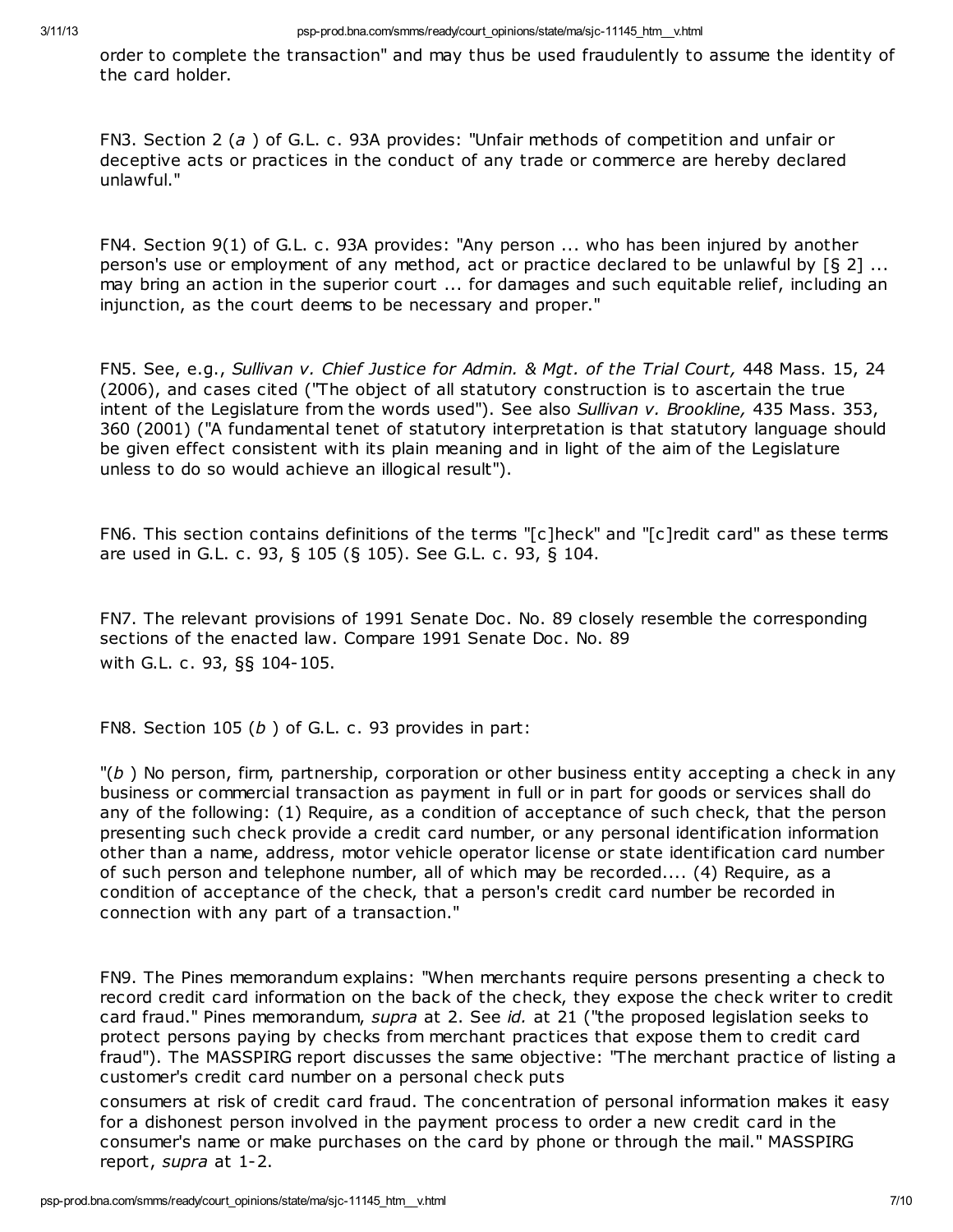order to complete the transaction" and may thus be used fraudulently to assume the identity of the card holder.

FN3. Section 2 (*a* ) of G.L. c. 93A provides: "Unfair methods of competition and unfair or deceptive acts or practices in the conduct of any trade or commerce are hereby declared unlawful."

FN4. Section 9(1) of G.L. c. 93A provides: "Any person ... who has been injured by another person's use or employment of any method, act or practice declared to be unlawful by [§ 2] ... may bring an action in the superior court ... for damages and such equitable relief, including an injunction, as the court deems to be necessary and proper."

FN5. See, e.g., *Sullivan v. Chief Justice for Admin. & Mgt. of the Trial Court,* 448 Mass. 15, 24 (2006), and cases cited ("The object of all statutory construction is to ascertain the true intent of the Legislature from the words used"). See also *Sullivan v. Brookline,* 435 Mass. 353, 360 (2001) ("A fundamental tenet of statutory interpretation is that statutory language should be given effect consistent with its plain meaning and in light of the aim of the Legislature unless to do so would achieve an illogical result").

FN6. This section contains definitions of the terms "[c]heck" and "[c]redit card" as these terms are used in G.L. c. 93, § 105 (§ 105). See G.L. c. 93, § 104.

FN7. The relevant provisions of 1991 Senate Doc. No. 89 closely resemble the corresponding sections of the enacted law. Compare 1991 Senate Doc. No. 89 with G.L. c. 93, §§ 104-105.

FN8. Section 105 (*b* ) of G.L. c. 93 provides in part:

"(*b* ) No person, firm, partnership, corporation or other business entity accepting a check in any business or commercial transaction as payment in full or in part for goods or services shall do any of the following: (1) Require, as a condition of acceptance of such check, that the person presenting such check provide a credit card number, or any personal identification information other than a name, address, motor vehicle operator license or state identification card number of such person and telephone number, all of which may be recorded.... (4) Require, as a condition of acceptance of the check, that a person's credit card number be recorded in connection with any part of a transaction."

FN9. The Pines memorandum explains: "When merchants require persons presenting a check to record credit card information on the back of the check, they expose the check writer to credit card fraud." Pines memorandum, *supra* at 2. See *id.* at 21 ("the proposed legislation seeks to protect persons paying by checks from merchant practices that expose them to credit card fraud"). The MASSPIRG report discusses the same objective: "The merchant practice of listing a customer's credit card number on a personal check puts consumers at risk of credit card fraud. The concentration of personal information makes it easy for a dishonest person involved in the payment process to order a new credit card in the consumer's name or make purchases on the card by phone or through the mail." MASSPIRG report, *supra* at 1-2.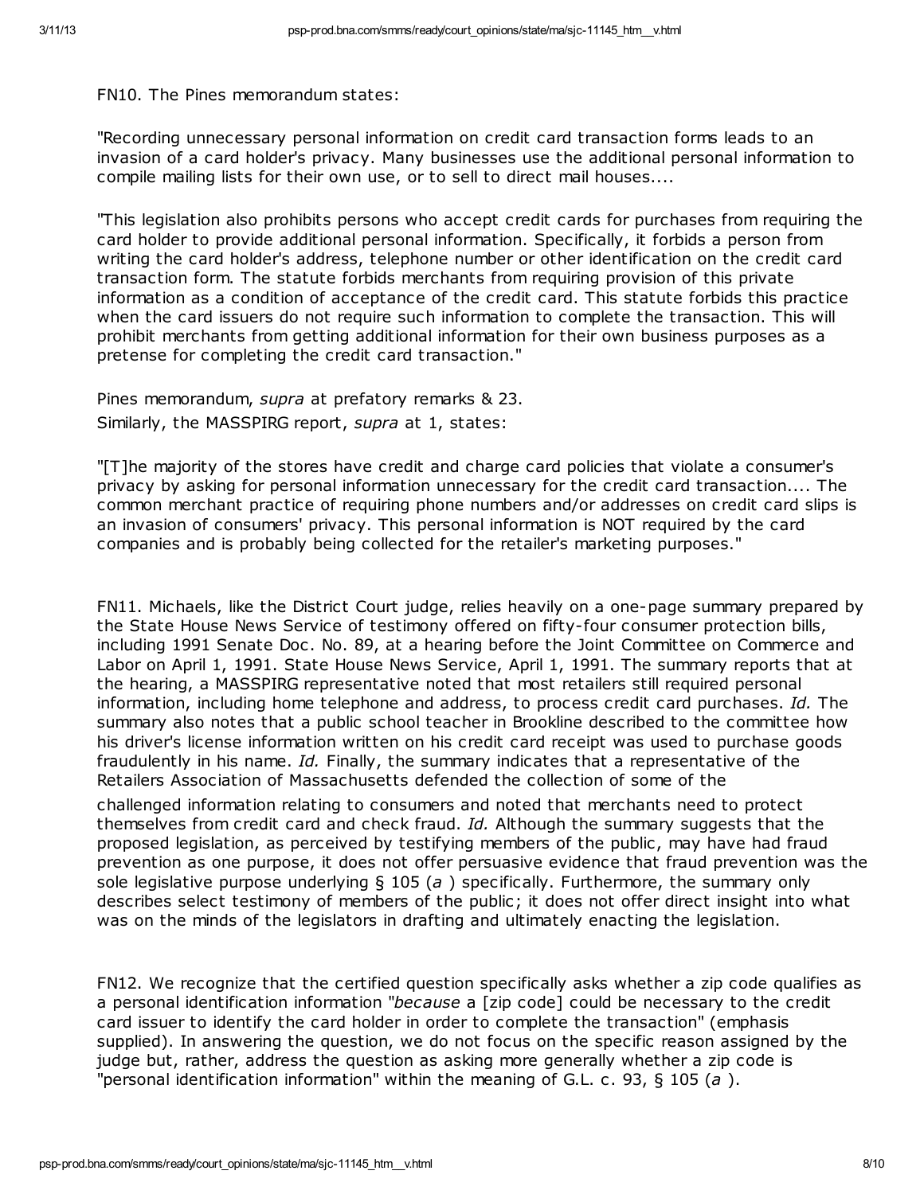FN10. The Pines memorandum states:

"Recording unnecessary personal information on credit card transaction forms leads to an invasion of a card holder's privacy. Many businesses use the additional personal information to compile mailing lists for their own use, or to sell to direct mail houses....

"This legislation also prohibits persons who accept credit cards for purchases from requiring the card holder to provide additional personal information. Specifically, it forbids a person from writing the card holder's address, telephone number or other identification on the credit card transaction form. The statute forbids merchants from requiring provision of this private information as a condition of acceptance of the credit card. This statute forbids this practice when the card issuers do not require such information to complete the transaction. This will prohibit merchants from getting additional information for their own business purposes as a pretense for completing the credit card transaction."

Pines memorandum, *supra* at prefatory remarks & 23.
Similarly, the MASSPIRG report, *supra* at 1, states:

"[T]he majority of the stores have credit and charge card policies that violate a consumer's privacy by asking for personal information unnecessary for the credit card transaction.... The common merchant practice of requiring phone numbers and/or addresses on credit card slips is an invasion of consumers' privacy. This personal information is NOT required by the card companies and is probably being collected for the retailer's marketing purposes."

FN11. Michaels, like the District Court judge, relies heavily on a one-page summary prepared by the State House News Service of testimony offered on fifty-four consumer protection bills, including 1991 Senate Doc. No. 89, at a hearing before the Joint Committee on Commerce and Labor on April 1, 1991. State House News Service, April 1, 1991. The summary reports that at the hearing, a MASSPIRG representative noted that most retailers still required personal information, including home telephone and address, to process credit card purchases. *Id.* The summary also notes that a public school teacher in Brookline described to the committee how his driver's license information written on his credit card receipt was used to purchase goods fraudulently in his name. *Id.* Finally, the summary indicates that a representative of the Retailers Association of Massachusetts defended the collection of some of the challenged information relating to consumers and noted that merchants need to protect themselves from credit card and check fraud. *Id.* Although the summary suggests that the proposed legislation, as perceived by testifying members of the public, may have had fraud prevention as one purpose, it does not offer persuasive evidence that fraud prevention was the sole legislative purpose underlying § 105 (*a* ) specifically. Furthermore, the summary only describes select testimony of members of the public; it does not offer direct insight into what was on the minds of the legislators in drafting and ultimately enacting the legislation.

FN12. We recognize that the certified question specifically asks whether a zip code qualifies as a personal identification information "*because* a [zip code] could be necessary to the credit card issuer to identify the card holder in order to complete the transaction" (emphasis supplied). In answering the question, we do not focus on the specific reason assigned by the judge but, rather, address the question as asking more generally whether a zip code is "personal identification information" within the meaning of G.L. c. 93, § 105 (*a* ).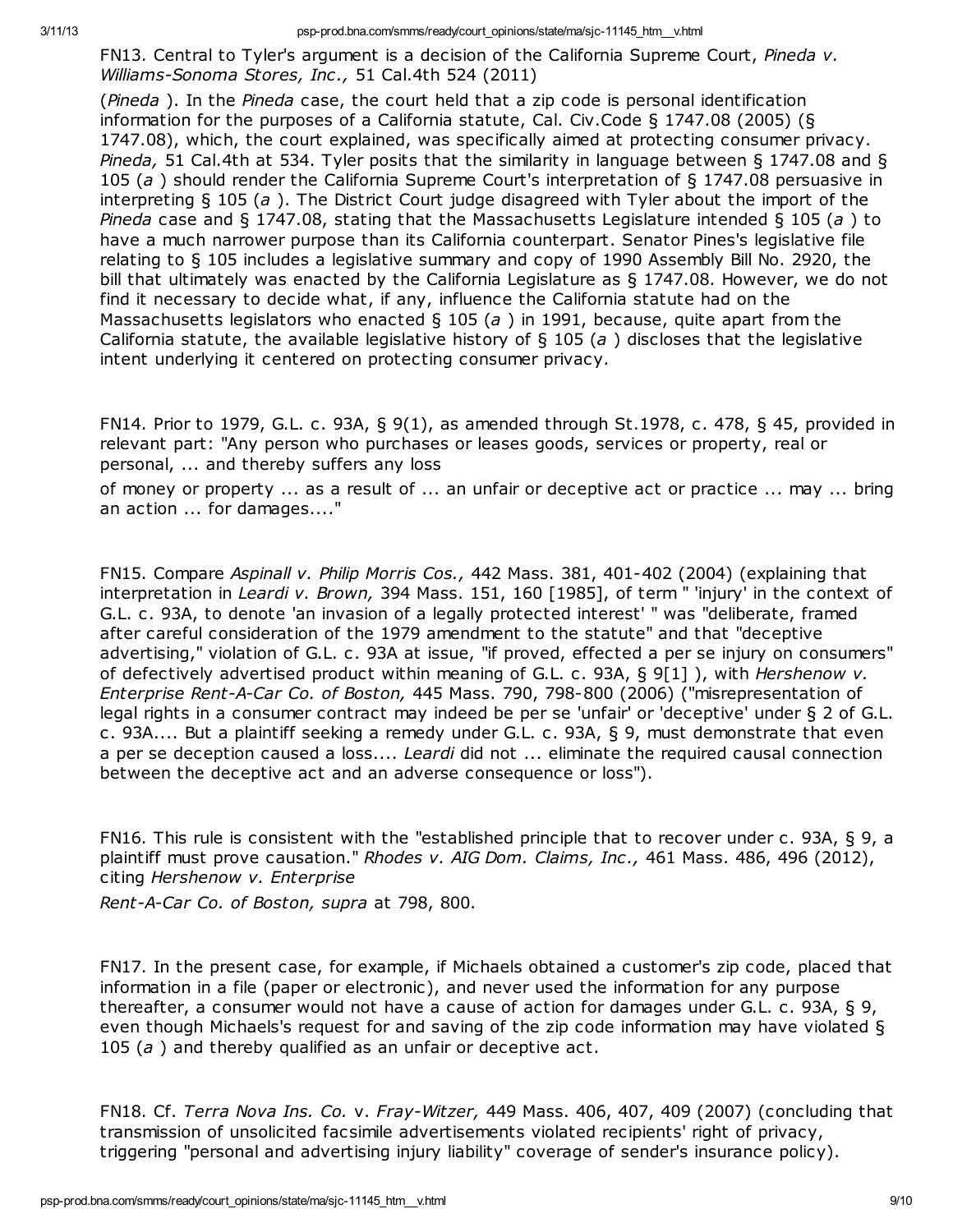FN13. Central to Tyler's argument is a decision of the California Supreme Court, *Pineda v. Williams-Sonoma Stores, Inc.,* 51 Cal.4th 524 (2011) (*Pineda* ). In the *Pineda* case, the court held that a zip code is personal identification information for the purposes of a California statute, Cal. Civ.Code § 1747.08 (2005) (§ 1747.08), which, the court explained, was specifically aimed at protecting consumer privacy. *Pineda,* 51 Cal.4th at 534. Tyler posits that the similarity in language between § 1747.08 and § 105 (*a* ) should render the California Supreme Court's interpretation of § 1747.08 persuasive in interpreting § 105 (*a* ). The District Court judge disagreed with Tyler about the import of the *Pineda* case and § 1747.08, stating that the Massachusetts Legislature intended § 105 (*a* ) to have a much narrower purpose than its California counterpart. Senator Pines's legislative file relating to § 105 includes a legislative summary and copy of 1990 Assembly Bill No. 2920, the bill that ultimately was enacted by the California Legislature as § 1747.08. However, we do not find it necessary to decide what, if any, influence the California statute had on the Massachusetts legislators who enacted § 105 (*a* ) in 1991, because, quite apart from the California statute, the available legislative history of § 105 (*a* ) discloses that the legislative intent underlying it centered on protecting consumer privacy.

FN14. Prior to 1979, G.L. c. 93A, § 9(1), as amended through St.1978, c. 478, § 45, provided in relevant part: "Any person who purchases or leases goods, services or property, real or personal, ... and thereby suffers any loss of money or property ... as a result of ... an unfair or deceptive act or practice ... may ... bring an action ... for damages...."

FN15. Compare *Aspinall v. Philip Morris Cos.,* 442 Mass. 381, 401-402 (2004) (explaining that interpretation in *Leardi v. Brown,* 394 Mass. 151, 160 [1985], of term " 'injury' in the context of G.L. c. 93A, to denote 'an invasion of a legally protected interest' " was "deliberate, framed after careful consideration of the 1979 amendment to the statute" and that "deceptive advertising," violation of G.L. c. 93A at issue, "if proved, effected a per se injury on consumers" of defectively advertised product within meaning of G.L. c. 93A, § 9[1] ), with *Hershenow v. Enterprise Rent-A-Car Co. of Boston,* 445 Mass. 790, 798-800 (2006) ("misrepresentation of legal rights in a consumer contract may indeed be per se 'unfair' or 'deceptive' under § 2 of G.L. c. 93A.... But a plaintiff seeking a remedy under G.L. c. 93A, § 9, must demonstrate that even a per se deception caused a loss.... *Leardi* did not ... eliminate the required causal connection between the deceptive act and an adverse consequence or loss").

FN16. This rule is consistent with the "established principle that to recover under c. 93A, § 9, a plaintiff must prove causation." *Rhodes v. AIG Dom. Claims, Inc.,* 461 Mass. 486, 496 (2012), citing *Hershenow v. Enterprise Rent-A-Car Co. of Boston, supra* at 798, 800.

FN17. In the present case, for example, if Michaels obtained a customer's zip code, placed that information in a file (paper or electronic), and never used the information for any purpose thereafter, a consumer would not have a cause of action for damages under G.L. c. 93A, § 9, even though Michaels's request for and saving of the zip code information may have violated § 105 (*a* ) and thereby qualified as an unfair or deceptive act.

FN18. Cf. *Terra Nova Ins. Co.* v. *Fray-Witzer,* 449 Mass. 406, 407, 409 (2007) (concluding that transmission of unsolicited facsimile advertisements violated recipients' right of privacy, triggering "personal and advertising injury liability" coverage of sender's insurance policy).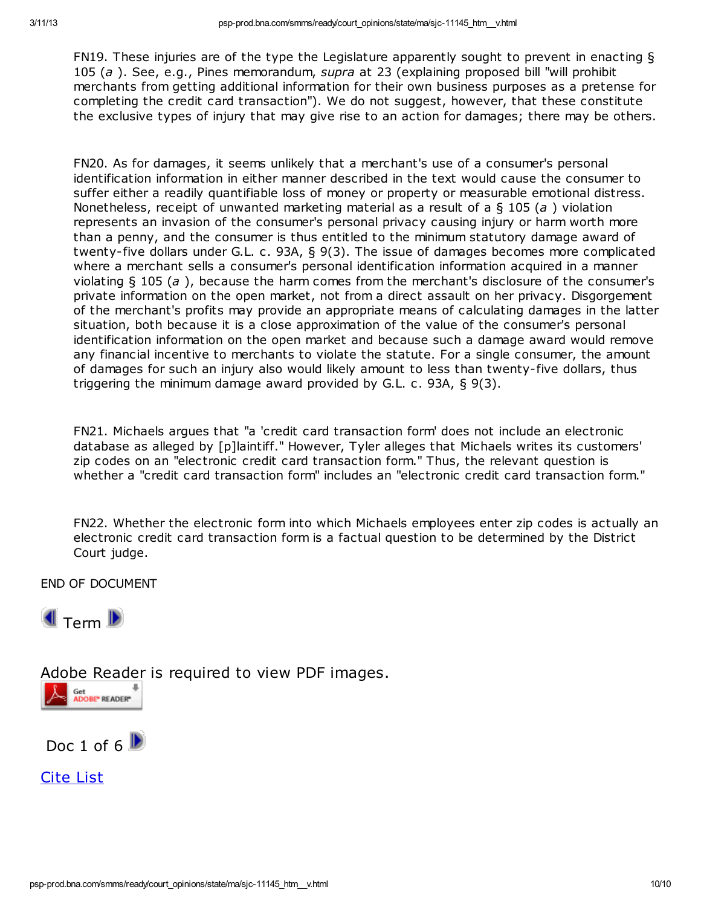FN19. These injuries are of the type the Legislature apparently sought to prevent in enacting § 105 (*a* ). See, e.g., Pines memorandum, *supra* at 23 (explaining proposed bill "will prohibit merchants from getting additional information for their own business purposes as a pretense for completing the credit card transaction"). We do not suggest, however, that these constitute the exclusive types of injury that may give rise to an action for damages; there may be others.

FN20. As for damages, it seems unlikely that a merchant's use of a consumer's personal identification information in either manner described in the text would cause the consumer to suffer either a readily quantifiable loss of money or property or measurable emotional distress. Nonetheless, receipt of unwanted marketing material as a result of a § 105 (*a* ) violation represents an invasion of the consumer's personal privacy causing injury or harm worth more than a penny, and the consumer is thus entitled to the minimum statutory damage award of twenty-five dollars under G.L. c. 93A, § 9(3). The issue of damages becomes more complicated where a merchant sells a consumer's personal identification information acquired in a manner violating § 105 (*a* ), because the harm comes from the merchant's disclosure of the consumer's private information on the open market, not from a direct assault on her privacy. Disgorgement of the merchant's profits may provide an appropriate means of calculating damages in the latter situation, both because it is a close approximation of the value of the consumer's personal identification information on the open market and because such a damage award would remove any financial incentive to merchants to violate the statute. For a single consumer, the amount of damages for such an injury also would likely amount to less than twenty-five dollars, thus triggering the minimum damage award provided by G.L. c. 93A, § 9(3).

FN21. Michaels argues that "a 'credit card transaction form' does not include an electronic database as alleged by [p]laintiff." However, Tyler alleges that Michaels writes its customers' zip codes on an "electronic credit card transaction form." Thus, the relevant question is whether a "credit card transaction form" includes an "electronic credit card transaction form."

FN22. Whether the electronic form into which Michaels employees enter zip codes is actually an electronic credit card transaction form is a factual question to be determined by the District Court judge.

END OF DOCUMENT

Term

Adobe Reader is required to view PDF images.

Doc 1 of 6

Cite List